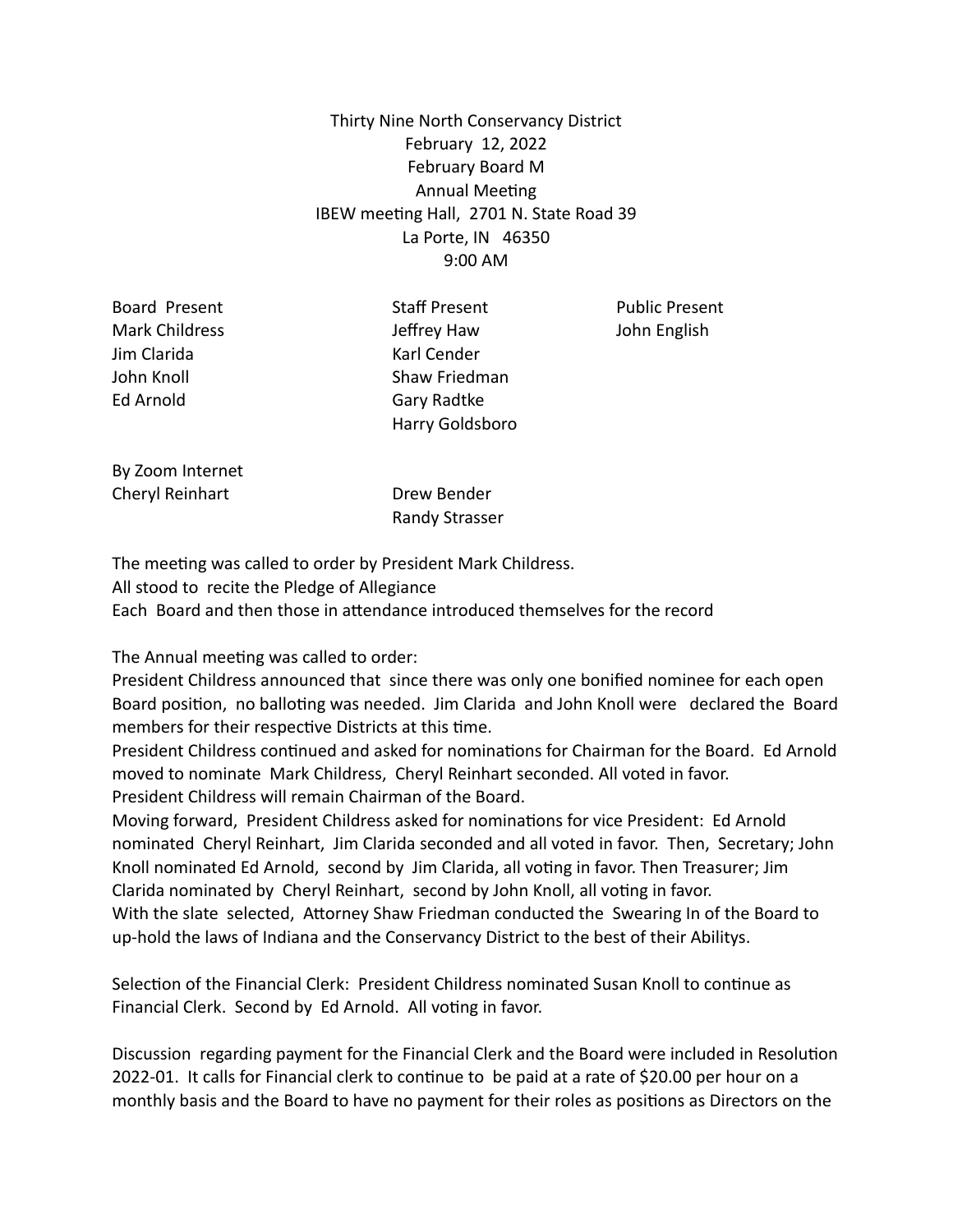Thirty Nine North Conservancy District
February 12, 2022
February Board M
Annual Meeting
IBEW meeting Hall, 2701 N. State Road 39
La Porte, IN 46350
9:00 AM

| Board Present | Staff Present | Public Present |
|---|---|---|
| Mark Childress | Jeffrey Haw | John English |
| Jim Clarida | Karl Cender | |
| John Knoll | Shaw Friedman | |
| Ed Arnold | Gary Radtke | |
| | Harry Goldsboro | |

By Zoom Internet

| | |
|---|---|
| Cheryl Reinhart | Drew Bender |
| | Randy Strasser |

The meeting was called to order by President Mark Childress.
All stood to recite the Pledge of Allegiance
Each Board and then those in attendance introduced themselves for the record

The Annual meeting was called to order:
President Childress announced that since there was only one bonified nominee for each open Board position, no balloting was needed. Jim Clarida and John Knoll were declared the Board members for their respective Districts at this time.
President Childress continued and asked for nominations for Chairman for the Board. Ed Arnold moved to nominate Mark Childress, Cheryl Reinhart seconded. All voted in favor.
President Childress will remain Chairman of the Board.
Moving forward, President Childress asked for nominations for vice President: Ed Arnold nominated Cheryl Reinhart, Jim Clarida seconded and all voted in favor. Then, Secretary; John Knoll nominated Ed Arnold, second by Jim Clarida, all voting in favor. Then Treasurer; Jim Clarida nominated by Cheryl Reinhart, second by John Knoll, all voting in favor.
With the slate selected, Attorney Shaw Friedman conducted the Swearing In of the Board to up-hold the laws of Indiana and the Conservancy District to the best of their Abilitys.

Selection of the Financial Clerk: President Childress nominated Susan Knoll to continue as Financial Clerk. Second by Ed Arnold. All voting in favor.

Discussion regarding payment for the Financial Clerk and the Board were included in Resolution 2022-01. It calls for Financial clerk to continue to be paid at a rate of $20.00 per hour on a monthly basis and the Board to have no payment for their roles as positions as Directors on the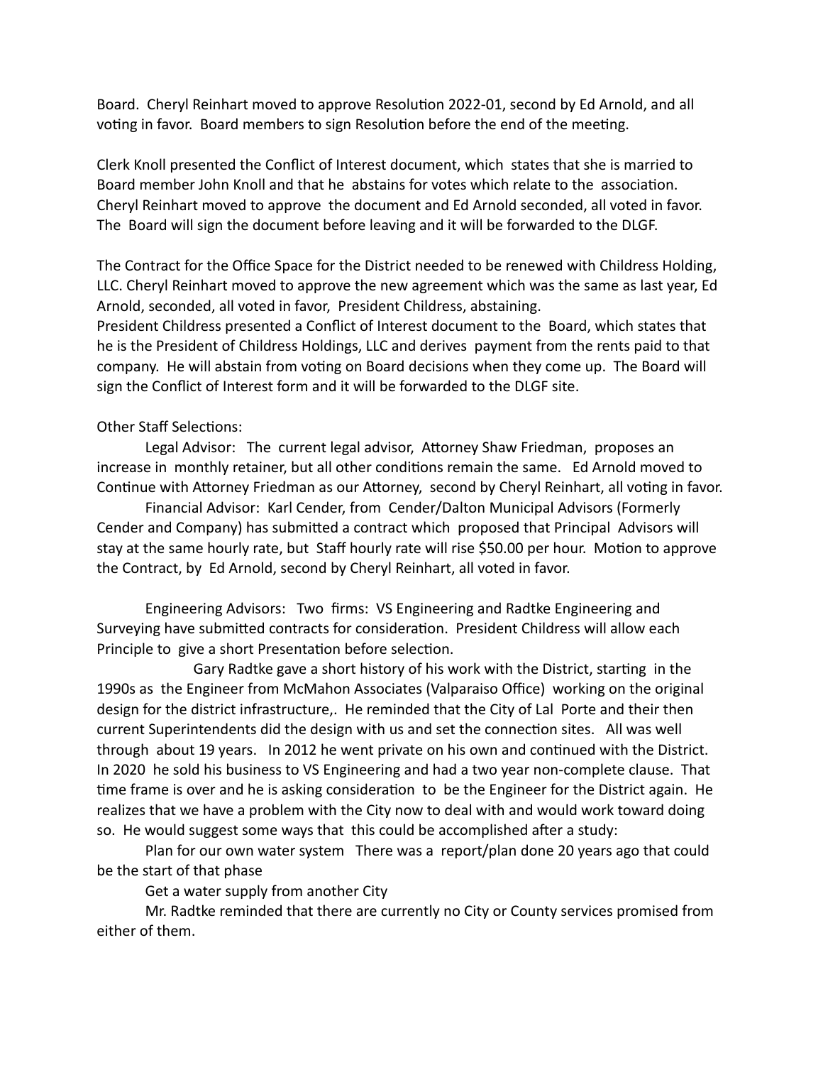Board. Cheryl Reinhart moved to approve Resolution 2022-01, second by Ed Arnold, and all voting in favor. Board members to sign Resolution before the end of the meeting.

Clerk Knoll presented the Conflict of Interest document, which states that she is married to Board member John Knoll and that he abstains for votes which relate to the association. Cheryl Reinhart moved to approve the document and Ed Arnold seconded, all voted in favor. The Board will sign the document before leaving and it will be forwarded to the DLGF.

The Contract for the Office Space for the District needed to be renewed with Childress Holding, LLC. Cheryl Reinhart moved to approve the new agreement which was the same as last year, Ed Arnold, seconded, all voted in favor, President Childress, abstaining.
President Childress presented a Conflict of Interest document to the Board, which states that he is the President of Childress Holdings, LLC and derives payment from the rents paid to that company. He will abstain from voting on Board decisions when they come up. The Board will sign the Conflict of Interest form and it will be forwarded to the DLGF site.

Other Staff Selections:

Legal Advisor: The current legal advisor, Attorney Shaw Friedman, proposes an increase in monthly retainer, but all other conditions remain the same. Ed Arnold moved to Continue with Attorney Friedman as our Attorney, second by Cheryl Reinhart, all voting in favor.

Financial Advisor: Karl Cender, from Cender/Dalton Municipal Advisors (Formerly Cender and Company) has submitted a contract which proposed that Principal Advisors will stay at the same hourly rate, but Staff hourly rate will rise $50.00 per hour. Motion to approve the Contract, by Ed Arnold, second by Cheryl Reinhart, all voted in favor.

Engineering Advisors: Two firms: VS Engineering and Radtke Engineering and Surveying have submitted contracts for consideration. President Childress will allow each Principle to give a short Presentation before selection.

Gary Radtke gave a short history of his work with the District, starting in the 1990s as the Engineer from McMahon Associates (Valparaiso Office) working on the original design for the district infrastructure,. He reminded that the City of Lal Porte and their then current Superintendents did the design with us and set the connection sites. All was well through about 19 years. In 2012 he went private on his own and continued with the District. In 2020 he sold his business to VS Engineering and had a two year non-complete clause. That time frame is over and he is asking consideration to be the Engineer for the District again. He realizes that we have a problem with the City now to deal with and would work toward doing so. He would suggest some ways that this could be accomplished after a study:

Plan for our own water system There was a report/plan done 20 years ago that could be the start of that phase

Get a water supply from another City

Mr. Radtke reminded that there are currently no City or County services promised from either of them.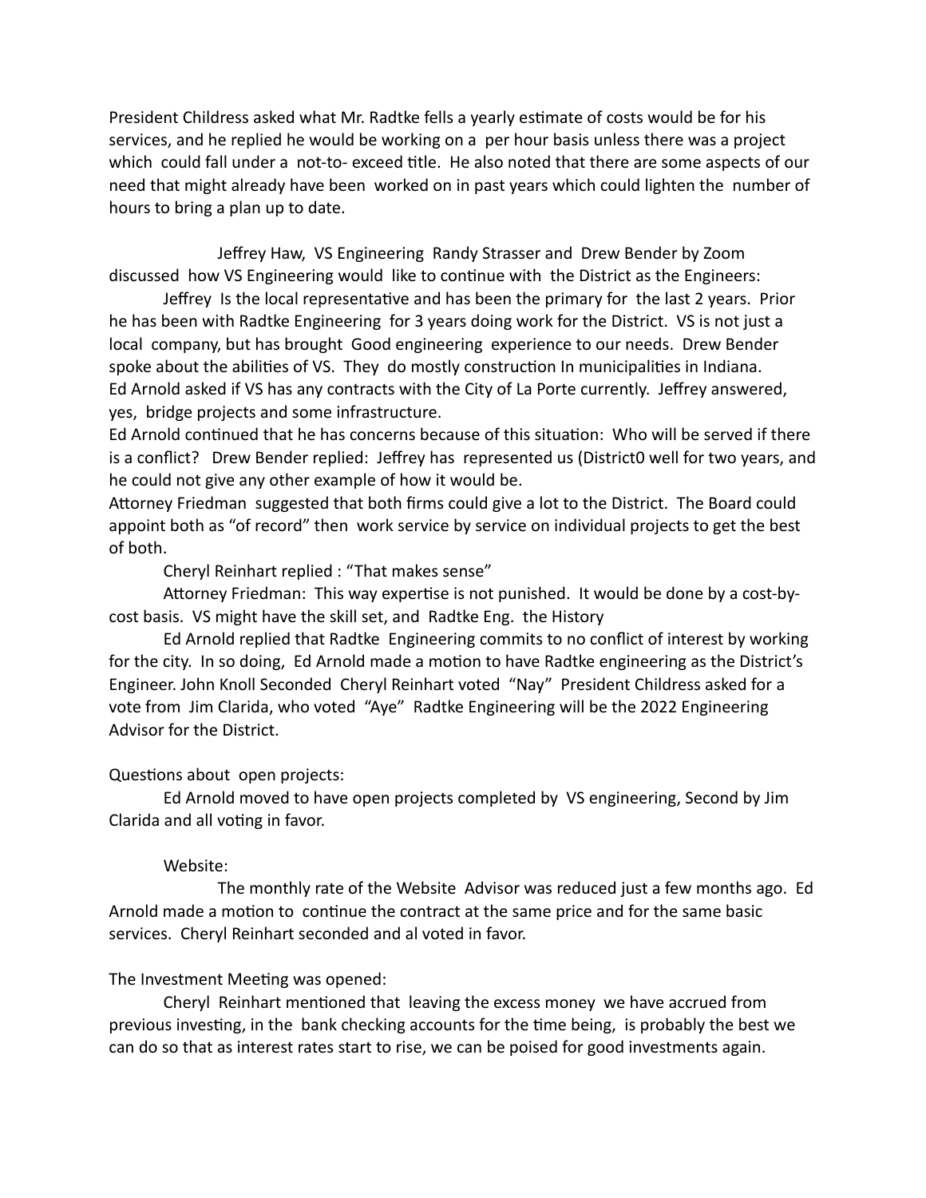President Childress asked what Mr. Radtke fells a yearly estimate of costs would be for his services, and he replied he would be working on a per hour basis unless there was a project which could fall under a not-to- exceed title. He also noted that there are some aspects of our need that might already have been worked on in past years which could lighten the number of hours to bring a plan up to date.

Jeffrey Haw, VS Engineering Randy Strasser and Drew Bender by Zoom discussed how VS Engineering would like to continue with the District as the Engineers:

Jeffrey Is the local representative and has been the primary for the last 2 years. Prior he has been with Radtke Engineering for 3 years doing work for the District. VS is not just a local company, but has brought Good engineering experience to our needs. Drew Bender spoke about the abilities of VS. They do mostly construction In municipalities in Indiana.
Ed Arnold asked if VS has any contracts with the City of La Porte currently. Jeffrey answered, yes, bridge projects and some infrastructure.
Ed Arnold continued that he has concerns because of this situation: Who will be served if there is a conflict? Drew Bender replied: Jeffrey has represented us (District0 well for two years, and he could not give any other example of how it would be.
Attorney Friedman suggested that both firms could give a lot to the District. The Board could appoint both as "of record" then work service by service on individual projects to get the best of both.

Cheryl Reinhart replied : "That makes sense"

Attorney Friedman: This way expertise is not punished. It would be done by a cost-by-cost basis. VS might have the skill set, and Radtke Eng. the History

Ed Arnold replied that Radtke Engineering commits to no conflict of interest by working for the city. In so doing, Ed Arnold made a motion to have Radtke engineering as the District's Engineer. John Knoll Seconded Cheryl Reinhart voted "Nay" President Childress asked for a vote from Jim Clarida, who voted "Aye" Radtke Engineering will be the 2022 Engineering Advisor for the District.

Questions about open projects:

Ed Arnold moved to have open projects completed by VS engineering, Second by Jim Clarida and all voting in favor.

Website:

The monthly rate of the Website Advisor was reduced just a few months ago. Ed Arnold made a motion to continue the contract at the same price and for the same basic services. Cheryl Reinhart seconded and al voted in favor.

The Investment Meeting was opened:

Cheryl Reinhart mentioned that leaving the excess money we have accrued from previous investing, in the bank checking accounts for the time being, is probably the best we can do so that as interest rates start to rise, we can be poised for good investments again.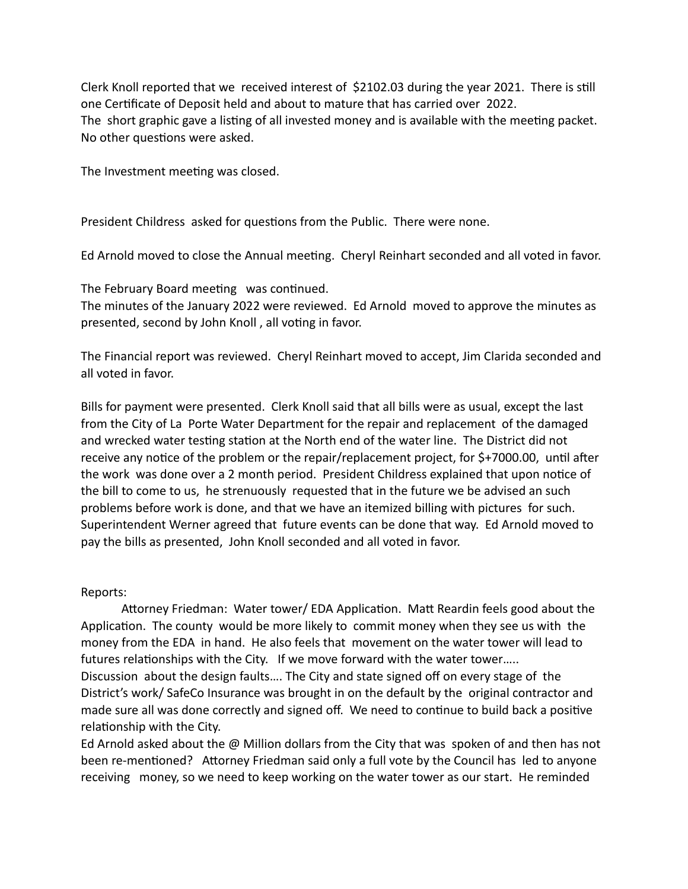Clerk Knoll reported that we received interest of $2102.03 during the year 2021. There is still one Certificate of Deposit held and about to mature that has carried over 2022.
The short graphic gave a listing of all invested money and is available with the meeting packet.
No other questions were asked.

The Investment meeting was closed.

President Childress asked for questions from the Public. There were none.

Ed Arnold moved to close the Annual meeting. Cheryl Reinhart seconded and all voted in favor.

The February Board meeting was continued.
The minutes of the January 2022 were reviewed. Ed Arnold moved to approve the minutes as presented, second by John Knoll , all voting in favor.

The Financial report was reviewed. Cheryl Reinhart moved to accept, Jim Clarida seconded and all voted in favor.

Bills for payment were presented. Clerk Knoll said that all bills were as usual, except the last from the City of La Porte Water Department for the repair and replacement of the damaged and wrecked water testing station at the North end of the water line. The District did not receive any notice of the problem or the repair/replacement project, for $+7000.00, until after the work was done over a 2 month period. President Childress explained that upon notice of the bill to come to us, he strenuously requested that in the future we be advised an such problems before work is done, and that we have an itemized billing with pictures for such. Superintendent Werner agreed that future events can be done that way. Ed Arnold moved to pay the bills as presented, John Knoll seconded and all voted in favor.

Reports:

Attorney Friedman: Water tower/ EDA Application. Matt Reardin feels good about the Application. The county would be more likely to commit money when they see us with the money from the EDA in hand. He also feels that movement on the water tower will lead to futures relationships with the City. If we move forward with the water tower…..
Discussion about the design faults…. The City and state signed off on every stage of the District's work/ SafeCo Insurance was brought in on the default by the original contractor and made sure all was done correctly and signed off. We need to continue to build back a positive relationship with the City.
Ed Arnold asked about the @ Million dollars from the City that was spoken of and then has not been re-mentioned? Attorney Friedman said only a full vote by the Council has led to anyone receiving money, so we need to keep working on the water tower as our start. He reminded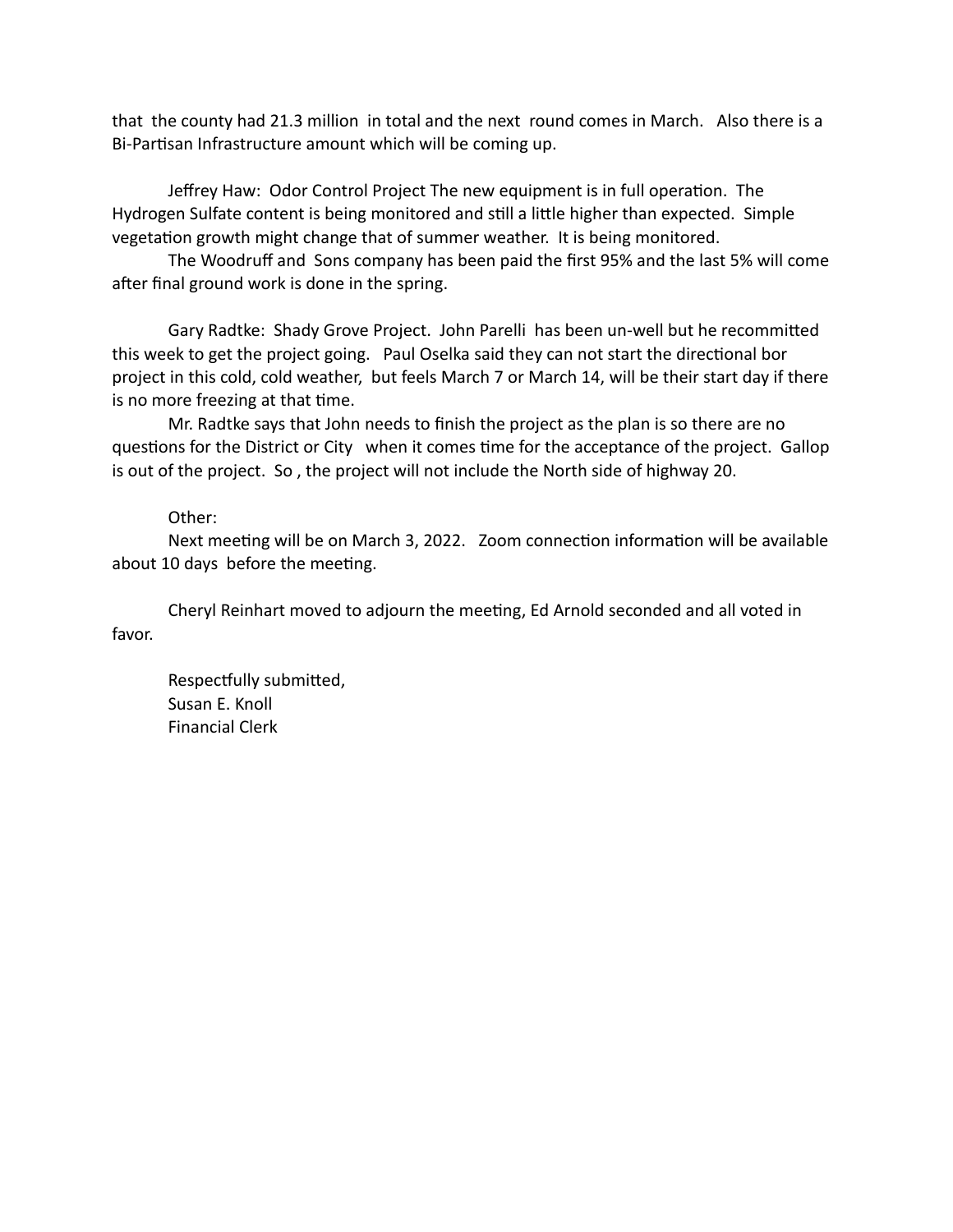that the county had 21.3 million in total and the next round comes in March. Also there is a Bi-Partisan Infrastructure amount which will be coming up.

Jeffrey Haw: Odor Control Project The new equipment is in full operation. The Hydrogen Sulfate content is being monitored and still a little higher than expected. Simple vegetation growth might change that of summer weather. It is being monitored.

The Woodruff and Sons company has been paid the first 95% and the last 5% will come after final ground work is done in the spring.

Gary Radtke: Shady Grove Project. John Parelli has been un-well but he recommitted this week to get the project going. Paul Oselka said they can not start the directional bor project in this cold, cold weather, but feels March 7 or March 14, will be their start day if there is no more freezing at that time.

Mr. Radtke says that John needs to finish the project as the plan is so there are no questions for the District or City when it comes time for the acceptance of the project. Gallop is out of the project. So , the project will not include the North side of highway 20.

Other:

Next meeting will be on March 3, 2022. Zoom connection information will be available about 10 days before the meeting.

Cheryl Reinhart moved to adjourn the meeting, Ed Arnold seconded and all voted in favor.

Respectfully submitted,
Susan E. Knoll
Financial Clerk